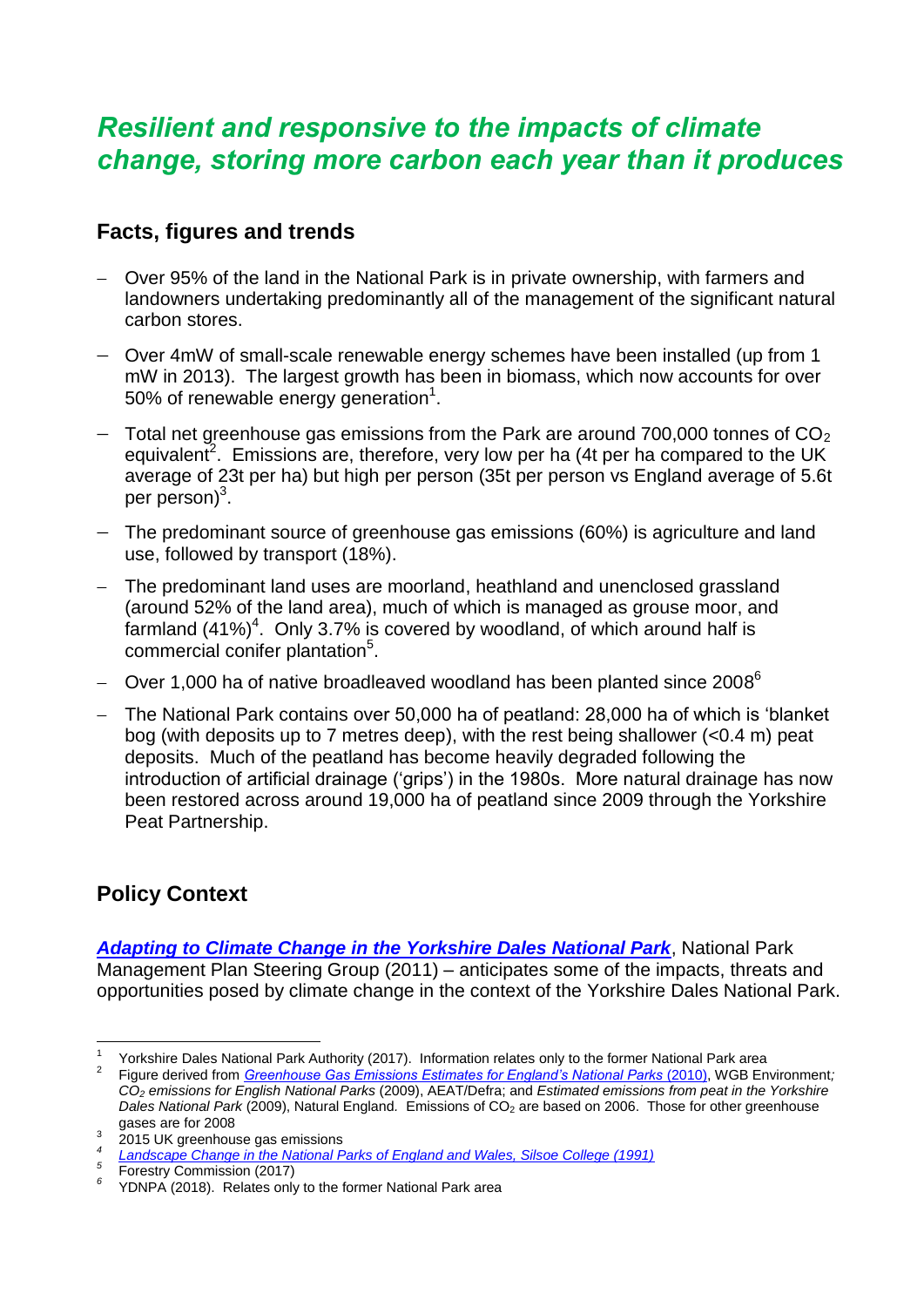# *Resilient and responsive to the impacts of climate change, storing more carbon each year than it produces*

## Facts, figures and trends

- Over 95% of the land in the National Park is in private ownership, with farmers and landowners undertaking predominantly all of the management of the significant natural carbon stores.
- Over 4mW of small-scale renewable energy schemes have been installed (up from 1 mW in 2013). The largest growth has been in biomass, which now accounts for over 50% of renewable energy generation[1].
- Total net greenhouse gas emissions from the Park are around 700,000 tonnes of $CO_2$ equivalent[2]. Emissions are, therefore, very low per ha (4t per ha compared to the UK average of 23t per ha) but high per person (35t per person vs England average of 5.6t per person)[3].
- The predominant source of greenhouse gas emissions (60%) is agriculture and land use, followed by transport (18%).
- The predominant land uses are moorland, heathland and unenclosed grassland (around 52% of the land area), much of which is managed as grouse moor, and farmland (41%)[4]. Only 3.7% is covered by woodland, of which around half is commercial conifer plantation[5].
- Over 1,000 ha of native broadleaved woodland has been planted since 2008[6]
- The National Park contains over 50,000 ha of peatland: 28,000 ha of which is 'blanket bog (with deposits up to 7 metres deep), with the rest being shallower (<0.4 m) peat deposits. Much of the peatland has become heavily degraded following the introduction of artificial drainage ('grips') in the 1980s. More natural drainage has now been restored across around 19,000 ha of peatland since 2009 through the Yorkshire Peat Partnership.

## Policy Context

***Adapting to Climate Change in the Yorkshire Dales National Park***, National Park Management Plan Steering Group (2011) – anticipates some of the impacts, threats and opportunities posed by climate change in the context of the Yorkshire Dales National Park.

---

[1] Yorkshire Dales National Park Authority (2017). Information relates only to the former National Park area

[2] Figure derived from *Greenhouse Gas Emissions Estimates for England's National Parks* (2010), WGB Environment; *$CO_2$ emissions for English National Parks* (2009), AEAT/Defra; and *Estimated emissions from peat in the Yorkshire Dales National Park* (2009), Natural England. Emissions of $CO_2$ are based on 2006. Those for other greenhouse gases are for 2008

[3] 2015 UK greenhouse gas emissions

[4] *Landscape Change in the National Parks of England and Wales, Silsoe College (1991)*

[5] Forestry Commission (2017)

[6] YDNPA (2018). Relates only to the former National Park area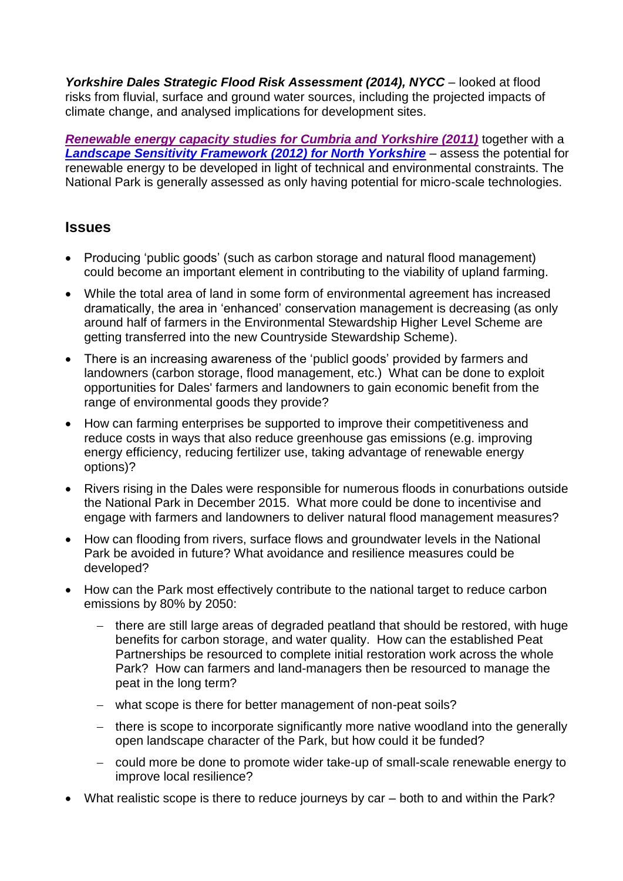***Yorkshire Dales Strategic Flood Risk Assessment (2014), NYCC*** – looked at flood risks from fluvial, surface and ground water sources, including the projected impacts of climate change, and analysed implications for development sites.

***Renewable energy capacity studies for Cumbria and Yorkshire (2011)*** together with a ***Landscape Sensitivity Framework (2012) for North Yorkshire*** – assess the potential for renewable energy to be developed in light of technical and environmental constraints. The National Park is generally assessed as only having potential for micro-scale technologies.

## Issues

- Producing 'public goods' (such as carbon storage and natural flood management) could become an important element in contributing to the viability of upland farming.
- While the total area of land in some form of environmental agreement has increased dramatically, the area in 'enhanced' conservation management is decreasing (as only around half of farmers in the Environmental Stewardship Higher Level Scheme are getting transferred into the new Countryside Stewardship Scheme).
- There is an increasing awareness of the 'publicl goods' provided by farmers and landowners (carbon storage, flood management, etc.) What can be done to exploit opportunities for Dales' farmers and landowners to gain economic benefit from the range of environmental goods they provide?
- How can farming enterprises be supported to improve their competitiveness and reduce costs in ways that also reduce greenhouse gas emissions (e.g. improving energy efficiency, reducing fertilizer use, taking advantage of renewable energy options)?
- Rivers rising in the Dales were responsible for numerous floods in conurbations outside the National Park in December 2015. What more could be done to incentivise and engage with farmers and landowners to deliver natural flood management measures?
- How can flooding from rivers, surface flows and groundwater levels in the National Park be avoided in future? What avoidance and resilience measures could be developed?
- How can the Park most effectively contribute to the national target to reduce carbon emissions by 80% by 2050:
  - there are still large areas of degraded peatland that should be restored, with huge benefits for carbon storage, and water quality. How can the established Peat Partnerships be resourced to complete initial restoration work across the whole Park? How can farmers and land-managers then be resourced to manage the peat in the long term?
  - what scope is there for better management of non-peat soils?
  - there is scope to incorporate significantly more native woodland into the generally open landscape character of the Park, but how could it be funded?
  - could more be done to promote wider take-up of small-scale renewable energy to improve local resilience?
- What realistic scope is there to reduce journeys by car – both to and within the Park?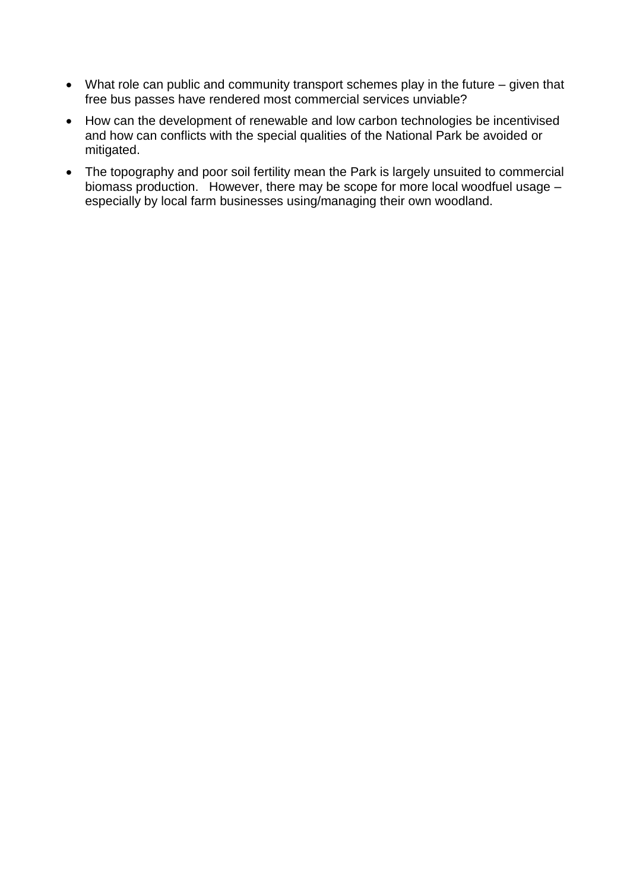- What role can public and community transport schemes play in the future – given that free bus passes have rendered most commercial services unviable?
- How can the development of renewable and low carbon technologies be incentivised and how can conflicts with the special qualities of the National Park be avoided or mitigated.
- The topography and poor soil fertility mean the Park is largely unsuited to commercial biomass production. However, there may be scope for more local woodfuel usage – especially by local farm businesses using/managing their own woodland.